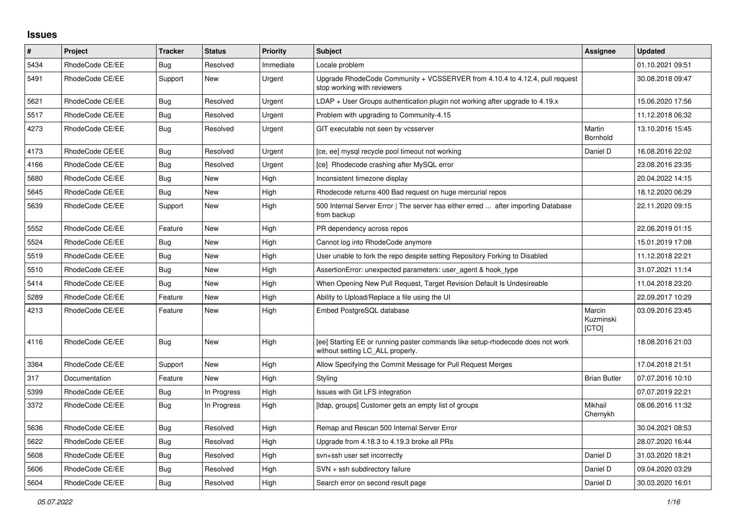# Issues

| # | Project | Tracker | Status | Priority | Subject | Assignee | Updated |
|---|---|---|---|---|---|---|---|
| 5434 | RhodeCode CE/EE | Bug | Resolved | Immediate | Locale problem | | 01.10.2021 09:51 |
| 5491 | RhodeCode CE/EE | Support | New | Urgent | Upgrade RhodeCode Community + VCSSERVER from 4.10.4 to 4.12.4, pull request stop working with reviewers | | 30.08.2018 09:47 |
| 5621 | RhodeCode CE/EE | Bug | Resolved | Urgent | LDAP + User Groups authentication plugin not working after upgrade to 4.19.x | | 15.06.2020 17:56 |
| 5517 | RhodeCode CE/EE | Bug | Resolved | Urgent | Problem with upgrading to Community-4.15 | | 11.12.2018 06:32 |
| 4273 | RhodeCode CE/EE | Bug | Resolved | Urgent | GIT executable not seen by vcsserver | Martin Bornhold | 13.10.2016 15:45 |
| 4173 | RhodeCode CE/EE | Bug | Resolved | Urgent | [ce, ee] mysql recycle pool timeout not working | Daniel D | 16.08.2016 22:02 |
| 4166 | RhodeCode CE/EE | Bug | Resolved | Urgent | [ce] Rhodecode crashing after MySQL error | | 23.08.2016 23:35 |
| 5680 | RhodeCode CE/EE | Bug | New | High | Inconsistent timezone display | | 20.04.2022 14:15 |
| 5645 | RhodeCode CE/EE | Bug | New | High | Rhodecode returns 400 Bad request on huge mercurial repos | | 18.12.2020 06:29 |
| 5639 | RhodeCode CE/EE | Support | New | High | 500 Internal Server Error \| The server has either erred ... after importing Database from backup | | 22.11.2020 09:15 |
| 5552 | RhodeCode CE/EE | Feature | New | High | PR dependency across repos | | 22.06.2019 01:15 |
| 5524 | RhodeCode CE/EE | Bug | New | High | Cannot log into RhodeCode anymore | | 15.01.2019 17:08 |
| 5519 | RhodeCode CE/EE | Bug | New | High | User unable to fork the repo despite setting Repository Forking to Disabled | | 11.12.2018 22:21 |
| 5510 | RhodeCode CE/EE | Bug | New | High | AssertionError: unexpected parameters: user_agent & hook_type | | 31.07.2021 11:14 |
| 5414 | RhodeCode CE/EE | Bug | New | High | When Opening New Pull Request, Target Revision Default Is Undesireable | | 11.04.2018 23:20 |
| 5289 | RhodeCode CE/EE | Feature | New | High | Ability to Upload/Replace a file using the UI | | 22.09.2017 10:29 |
| 4213 | RhodeCode CE/EE | Feature | New | High | Embed PostgreSQL database | Marcin Kuzminski [CTO] | 03.09.2016 23:45 |
| 4116 | RhodeCode CE/EE | Bug | New | High | [ee] Starting EE or running paster commands like setup-rhodecode does not work without setting LC_ALL properly. | | 18.08.2016 21:03 |
| 3364 | RhodeCode CE/EE | Support | New | High | Allow Specifying the Commit Message for Pull Request Merges | | 17.04.2018 21:51 |
| 317 | Documentation | Feature | New | High | Styling | Brian Butler | 07.07.2016 10:10 |
| 5399 | RhodeCode CE/EE | Bug | In Progress | High | Issues with Git LFS integration | | 07.07.2019 22:21 |
| 3372 | RhodeCode CE/EE | Bug | In Progress | High | [ldap, groups] Customer gets an empty list of groups | Mikhail Chernykh | 08.06.2016 11:32 |
| 5636 | RhodeCode CE/EE | Bug | Resolved | High | Remap and Rescan 500 Internal Server Error | | 30.04.2021 08:53 |
| 5622 | RhodeCode CE/EE | Bug | Resolved | High | Upgrade from 4.18.3 to 4.19.3 broke all PRs | | 28.07.2020 16:44 |
| 5608 | RhodeCode CE/EE | Bug | Resolved | High | svn+ssh user set incorrectly | Daniel D | 31.03.2020 18:21 |
| 5606 | RhodeCode CE/EE | Bug | Resolved | High | SVN + ssh subdirectory failure | Daniel D | 09.04.2020 03:29 |
| 5604 | RhodeCode CE/EE | Bug | Resolved | High | Search error on second result page | Daniel D | 30.03.2020 16:01 |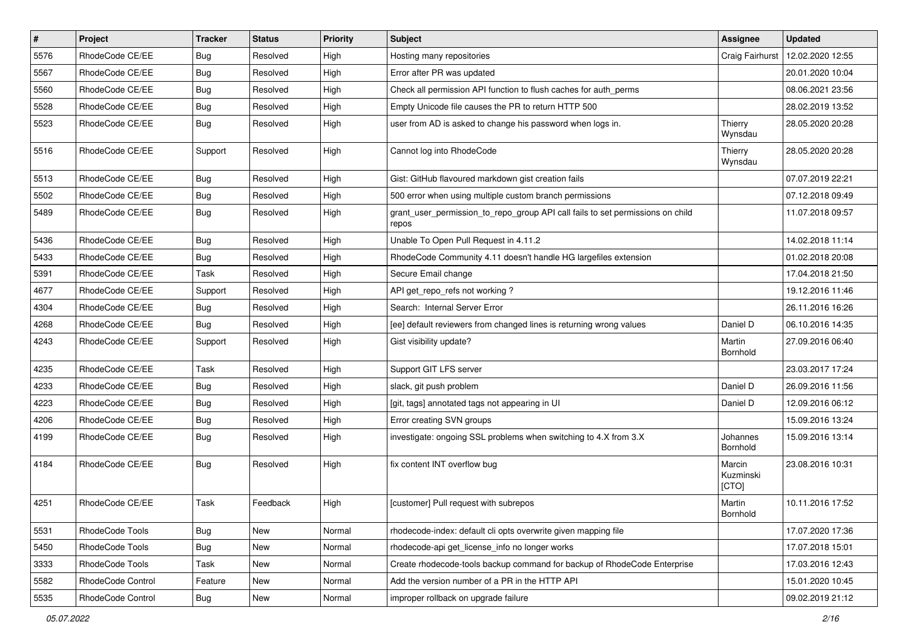| # | Project | Tracker | Status | Priority | Subject | Assignee | Updated |
|---|---|---|---|---|---|---|---|
| 5576 | RhodeCode CE/EE | Bug | Resolved | High | Hosting many repositories | Craig Fairhurst | 12.02.2020 12:55 |
| 5567 | RhodeCode CE/EE | Bug | Resolved | High | Error after PR was updated | | 20.01.2020 10:04 |
| 5560 | RhodeCode CE/EE | Bug | Resolved | High | Check all permission API function to flush caches for auth_perms | | 08.06.2021 23:56 |
| 5528 | RhodeCode CE/EE | Bug | Resolved | High | Empty Unicode file causes the PR to return HTTP 500 | | 28.02.2019 13:52 |
| 5523 | RhodeCode CE/EE | Bug | Resolved | High | user from AD is asked to change his password when logs in. | Thierry Wynsdau | 28.05.2020 20:28 |
| 5516 | RhodeCode CE/EE | Support | Resolved | High | Cannot log into RhodeCode | Thierry Wynsdau | 28.05.2020 20:28 |
| 5513 | RhodeCode CE/EE | Bug | Resolved | High | Gist: GitHub flavoured markdown gist creation fails | | 07.07.2019 22:21 |
| 5502 | RhodeCode CE/EE | Bug | Resolved | High | 500 error when using multiple custom branch permissions | | 07.12.2018 09:49 |
| 5489 | RhodeCode CE/EE | Bug | Resolved | High | grant_user_permission_to_repo_group API call fails to set permissions on child repos | | 11.07.2018 09:57 |
| 5436 | RhodeCode CE/EE | Bug | Resolved | High | Unable To Open Pull Request in 4.11.2 | | 14.02.2018 11:14 |
| 5433 | RhodeCode CE/EE | Bug | Resolved | High | RhodeCode Community 4.11 doesn't handle HG largefiles extension | | 01.02.2018 20:08 |
| 5391 | RhodeCode CE/EE | Task | Resolved | High | Secure Email change | | 17.04.2018 21:50 |
| 4677 | RhodeCode CE/EE | Support | Resolved | High | API get_repo_refs not working ? | | 19.12.2016 11:46 |
| 4304 | RhodeCode CE/EE | Bug | Resolved | High | Search: Internal Server Error | | 26.11.2016 16:26 |
| 4268 | RhodeCode CE/EE | Bug | Resolved | High | [ee] default reviewers from changed lines is returning wrong values | Daniel D | 06.10.2016 14:35 |
| 4243 | RhodeCode CE/EE | Support | Resolved | High | Gist visibility update? | Martin Bornhold | 27.09.2016 06:40 |
| 4235 | RhodeCode CE/EE | Task | Resolved | High | Support GIT LFS server | | 23.03.2017 17:24 |
| 4233 | RhodeCode CE/EE | Bug | Resolved | High | slack, git push problem | Daniel D | 26.09.2016 11:56 |
| 4223 | RhodeCode CE/EE | Bug | Resolved | High | [git, tags] annotated tags not appearing in UI | Daniel D | 12.09.2016 06:12 |
| 4206 | RhodeCode CE/EE | Bug | Resolved | High | Error creating SVN groups | | 15.09.2016 13:24 |
| 4199 | RhodeCode CE/EE | Bug | Resolved | High | investigate: ongoing SSL problems when switching to 4.X from 3.X | Johannes Bornhold | 15.09.2016 13:14 |
| 4184 | RhodeCode CE/EE | Bug | Resolved | High | fix content INT overflow bug | Marcin Kuzminski [CTO] | 23.08.2016 10:31 |
| 4251 | RhodeCode CE/EE | Task | Feedback | High | [customer] Pull request with subrepos | Martin Bornhold | 10.11.2016 17:52 |
| 5531 | RhodeCode Tools | Bug | New | Normal | rhodecode-index: default cli opts overwrite given mapping file | | 17.07.2020 17:36 |
| 5450 | RhodeCode Tools | Bug | New | Normal | rhodecode-api get_license_info no longer works | | 17.07.2018 15:01 |
| 3333 | RhodeCode Tools | Task | New | Normal | Create rhodecode-tools backup command for backup of RhodeCode Enterprise | | 17.03.2016 12:43 |
| 5582 | RhodeCode Control | Feature | New | Normal | Add the version number of a PR in the HTTP API | | 15.01.2020 10:45 |
| 5535 | RhodeCode Control | Bug | New | Normal | improper rollback on upgrade failure | | 09.02.2019 21:12 |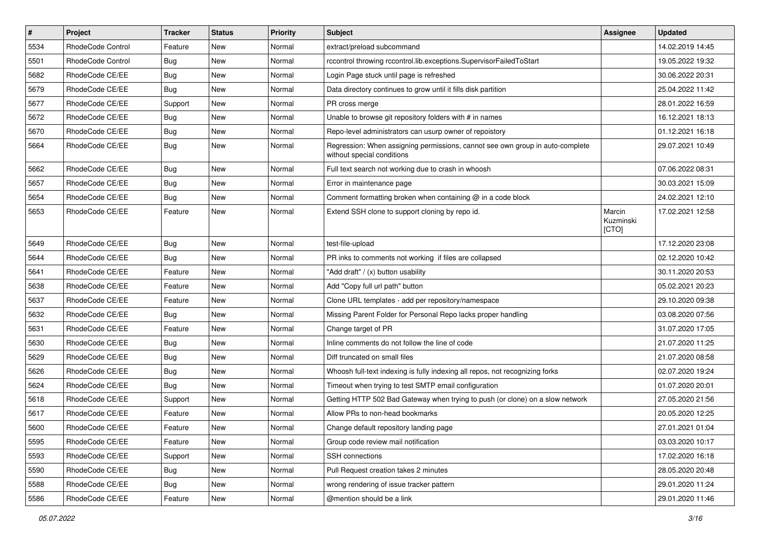| # | Project | Tracker | Status | Priority | Subject | Assignee | Updated |
| --- | --- | --- | --- | --- | --- | --- | --- |
| 5534 | RhodeCode Control | Feature | New | Normal | extract/preload subcommand | | 14.02.2019 14:45 |
| 5501 | RhodeCode Control | Bug | New | Normal | rccontrol throwing rccontrol.lib.exceptions.SupervisorFailedToStart | | 19.05.2022 19:32 |
| 5682 | RhodeCode CE/EE | Bug | New | Normal | Login Page stuck until page is refreshed | | 30.06.2022 20:31 |
| 5679 | RhodeCode CE/EE | Bug | New | Normal | Data directory continues to grow until it fills disk partition | | 25.04.2022 11:42 |
| 5677 | RhodeCode CE/EE | Support | New | Normal | PR cross merge | | 28.01.2022 16:59 |
| 5672 | RhodeCode CE/EE | Bug | New | Normal | Unable to browse git repository folders with # in names | | 16.12.2021 18:13 |
| 5670 | RhodeCode CE/EE | Bug | New | Normal | Repo-level administrators can usurp owner of repoistory | | 01.12.2021 16:18 |
| 5664 | RhodeCode CE/EE | Bug | New | Normal | Regression: When assigning permissions, cannot see own group in auto-complete without special conditions | | 29.07.2021 10:49 |
| 5662 | RhodeCode CE/EE | Bug | New | Normal | Full text search not working due to crash in whoosh | | 07.06.2022 08:31 |
| 5657 | RhodeCode CE/EE | Bug | New | Normal | Error in maintenance page | | 30.03.2021 15:09 |
| 5654 | RhodeCode CE/EE | Bug | New | Normal | Comment formatting broken when containing @ in a code block | | 24.02.2021 12:10 |
| 5653 | RhodeCode CE/EE | Feature | New | Normal | Extend SSH clone to support cloning by repo id. | Marcin Kuzminski [CTO] | 17.02.2021 12:58 |
| 5649 | RhodeCode CE/EE | Bug | New | Normal | test-file-upload | | 17.12.2020 23:08 |
| 5644 | RhodeCode CE/EE | Bug | New | Normal | PR inks to comments not working if files are collapsed | | 02.12.2020 10:42 |
| 5641 | RhodeCode CE/EE | Feature | New | Normal | "Add draft" / (x) button usability | | 30.11.2020 20:53 |
| 5638 | RhodeCode CE/EE | Feature | New | Normal | Add "Copy full url path" button | | 05.02.2021 20:23 |
| 5637 | RhodeCode CE/EE | Feature | New | Normal | Clone URL templates - add per repository/namespace | | 29.10.2020 09:38 |
| 5632 | RhodeCode CE/EE | Bug | New | Normal | Missing Parent Folder for Personal Repo lacks proper handling | | 03.08.2020 07:56 |
| 5631 | RhodeCode CE/EE | Feature | New | Normal | Change target of PR | | 31.07.2020 17:05 |
| 5630 | RhodeCode CE/EE | Bug | New | Normal | Inline comments do not follow the line of code | | 21.07.2020 11:25 |
| 5629 | RhodeCode CE/EE | Bug | New | Normal | Diff truncated on small files | | 21.07.2020 08:58 |
| 5626 | RhodeCode CE/EE | Bug | New | Normal | Whoosh full-text indexing is fully indexing all repos, not recognizing forks | | 02.07.2020 19:24 |
| 5624 | RhodeCode CE/EE | Bug | New | Normal | Timeout when trying to test SMTP email configuration | | 01.07.2020 20:01 |
| 5618 | RhodeCode CE/EE | Support | New | Normal | Getting HTTP 502 Bad Gateway when trying to push (or clone) on a slow network | | 27.05.2020 21:56 |
| 5617 | RhodeCode CE/EE | Feature | New | Normal | Allow PRs to non-head bookmarks | | 20.05.2020 12:25 |
| 5600 | RhodeCode CE/EE | Feature | New | Normal | Change default repository landing page | | 27.01.2021 01:04 |
| 5595 | RhodeCode CE/EE | Feature | New | Normal | Group code review mail notification | | 03.03.2020 10:17 |
| 5593 | RhodeCode CE/EE | Support | New | Normal | SSH connections | | 17.02.2020 16:18 |
| 5590 | RhodeCode CE/EE | Bug | New | Normal | Pull Request creation takes 2 minutes | | 28.05.2020 20:48 |
| 5588 | RhodeCode CE/EE | Bug | New | Normal | wrong rendering of issue tracker pattern | | 29.01.2020 11:24 |
| 5586 | RhodeCode CE/EE | Feature | New | Normal | @mention should be a link | | 29.01.2020 11:46 |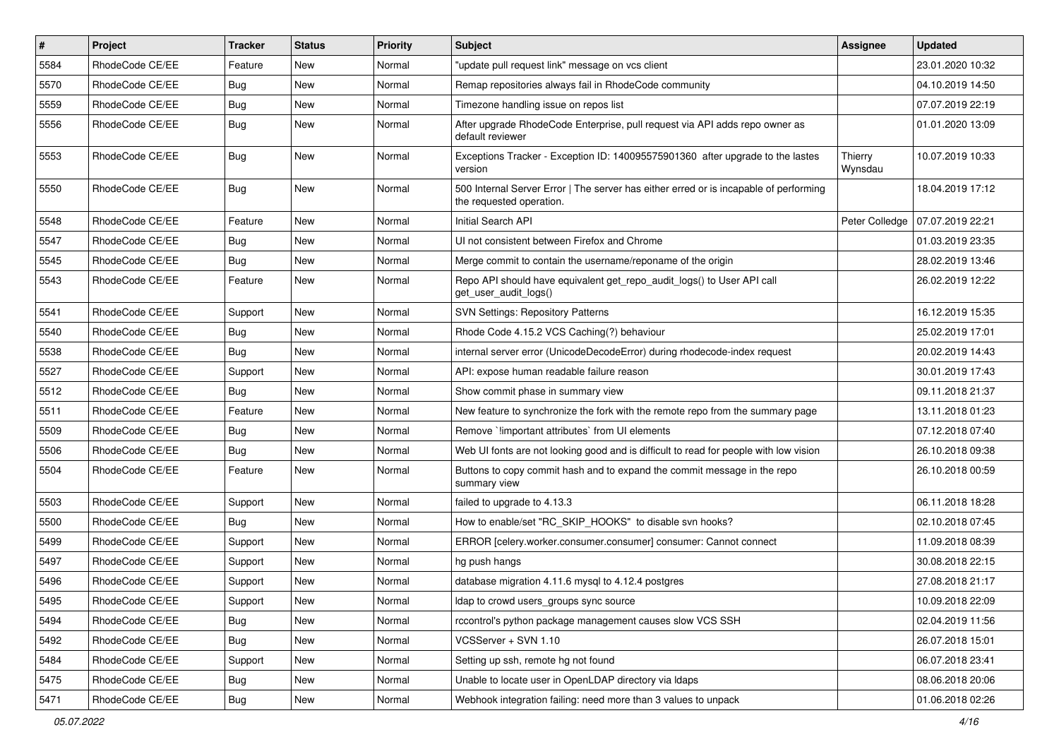| # | Project | Tracker | Status | Priority | Subject | Assignee | Updated |
|---|---|---|---|---|---|---|---|
| 5584 | RhodeCode CE/EE | Feature | New | Normal | "update pull request link" message on vcs client | | 23.01.2020 10:32 |
| 5570 | RhodeCode CE/EE | Bug | New | Normal | Remap repositories always fail in RhodeCode community | | 04.10.2019 14:50 |
| 5559 | RhodeCode CE/EE | Bug | New | Normal | Timezone handling issue on repos list | | 07.07.2019 22:19 |
| 5556 | RhodeCode CE/EE | Bug | New | Normal | After upgrade RhodeCode Enterprise, pull request via API adds repo owner as default reviewer | | 01.01.2020 13:09 |
| 5553 | RhodeCode CE/EE | Bug | New | Normal | Exceptions Tracker - Exception ID: 140095575901360 after upgrade to the lastes version | Thierry Wynsdau | 10.07.2019 10:33 |
| 5550 | RhodeCode CE/EE | Bug | New | Normal | 500 Internal Server Error \| The server has either erred or is incapable of performing the requested operation. | | 18.04.2019 17:12 |
| 5548 | RhodeCode CE/EE | Feature | New | Normal | Initial Search API | Peter Colledge | 07.07.2019 22:21 |
| 5547 | RhodeCode CE/EE | Bug | New | Normal | UI not consistent between Firefox and Chrome | | 01.03.2019 23:35 |
| 5545 | RhodeCode CE/EE | Bug | New | Normal | Merge commit to contain the username/reponame of the origin | | 28.02.2019 13:46 |
| 5543 | RhodeCode CE/EE | Feature | New | Normal | Repo API should have equivalent get_repo_audit_logs() to User API call get_user_audit_logs() | | 26.02.2019 12:22 |
| 5541 | RhodeCode CE/EE | Support | New | Normal | SVN Settings: Repository Patterns | | 16.12.2019 15:35 |
| 5540 | RhodeCode CE/EE | Bug | New | Normal | Rhode Code 4.15.2 VCS Caching(?) behaviour | | 25.02.2019 17:01 |
| 5538 | RhodeCode CE/EE | Bug | New | Normal | internal server error (UnicodeDecodeError) during rhodecode-index request | | 20.02.2019 14:43 |
| 5527 | RhodeCode CE/EE | Support | New | Normal | API: expose human readable failure reason | | 30.01.2019 17:43 |
| 5512 | RhodeCode CE/EE | Bug | New | Normal | Show commit phase in summary view | | 09.11.2018 21:37 |
| 5511 | RhodeCode CE/EE | Feature | New | Normal | New feature to synchronize the fork with the remote repo from the summary page | | 13.11.2018 01:23 |
| 5509 | RhodeCode CE/EE | Bug | New | Normal | Remove `!important attributes` from UI elements | | 07.12.2018 07:40 |
| 5506 | RhodeCode CE/EE | Bug | New | Normal | Web UI fonts are not looking good and is difficult to read for people with low vision | | 26.10.2018 09:38 |
| 5504 | RhodeCode CE/EE | Feature | New | Normal | Buttons to copy commit hash and to expand the commit message in the repo summary view | | 26.10.2018 00:59 |
| 5503 | RhodeCode CE/EE | Support | New | Normal | failed to upgrade to 4.13.3 | | 06.11.2018 18:28 |
| 5500 | RhodeCode CE/EE | Bug | New | Normal | How to enable/set "RC_SKIP_HOOKS" to disable svn hooks? | | 02.10.2018 07:45 |
| 5499 | RhodeCode CE/EE | Support | New | Normal | ERROR [celery.worker.consumer.consumer] consumer: Cannot connect | | 11.09.2018 08:39 |
| 5497 | RhodeCode CE/EE | Support | New | Normal | hg push hangs | | 30.08.2018 22:15 |
| 5496 | RhodeCode CE/EE | Support | New | Normal | database migration 4.11.6 mysql to 4.12.4 postgres | | 27.08.2018 21:17 |
| 5495 | RhodeCode CE/EE | Support | New | Normal | ldap to crowd users_groups sync source | | 10.09.2018 22:09 |
| 5494 | RhodeCode CE/EE | Bug | New | Normal | rccontrol's python package management causes slow VCS SSH | | 02.04.2019 11:56 |
| 5492 | RhodeCode CE/EE | Bug | New | Normal | VCSServer + SVN 1.10 | | 26.07.2018 15:01 |
| 5484 | RhodeCode CE/EE | Support | New | Normal | Setting up ssh, remote hg not found | | 06.07.2018 23:41 |
| 5475 | RhodeCode CE/EE | Bug | New | Normal | Unable to locate user in OpenLDAP directory via ldaps | | 08.06.2018 20:06 |
| 5471 | RhodeCode CE/EE | Bug | New | Normal | Webhook integration failing: need more than 3 values to unpack | | 01.06.2018 02:26 |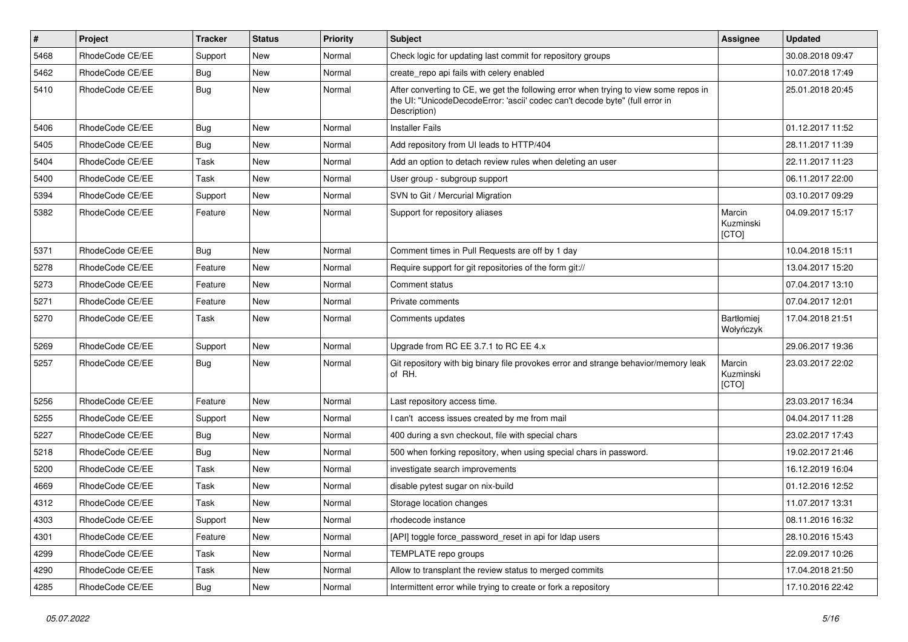| # | Project | Tracker | Status | Priority | Subject | Assignee | Updated |
|---|---|---|---|---|---|---|---|
| 5468 | RhodeCode CE/EE | Support | New | Normal | Check logic for updating last commit for repository groups | | 30.08.2018 09:47 |
| 5462 | RhodeCode CE/EE | Bug | New | Normal | create_repo api fails with celery enabled | | 10.07.2018 17:49 |
| 5410 | RhodeCode CE/EE | Bug | New | Normal | After converting to CE, we get the following error when trying to view some repos in the UI: "UnicodeDecodeError: 'ascii' codec can't decode byte" (full error in Description) | | 25.01.2018 20:45 |
| 5406 | RhodeCode CE/EE | Bug | New | Normal | Installer Fails | | 01.12.2017 11:52 |
| 5405 | RhodeCode CE/EE | Bug | New | Normal | Add repository from UI leads to HTTP/404 | | 28.11.2017 11:39 |
| 5404 | RhodeCode CE/EE | Task | New | Normal | Add an option to detach review rules when deleting an user | | 22.11.2017 11:23 |
| 5400 | RhodeCode CE/EE | Task | New | Normal | User group - subgroup support | | 06.11.2017 22:00 |
| 5394 | RhodeCode CE/EE | Support | New | Normal | SVN to Git / Mercurial Migration | | 03.10.2017 09:29 |
| 5382 | RhodeCode CE/EE | Feature | New | Normal | Support for repository aliases | Marcin Kuzminski [CTO] | 04.09.2017 15:17 |
| 5371 | RhodeCode CE/EE | Bug | New | Normal | Comment times in Pull Requests are off by 1 day | | 10.04.2018 15:11 |
| 5278 | RhodeCode CE/EE | Feature | New | Normal | Require support for git repositories of the form git:// | | 13.04.2017 15:20 |
| 5273 | RhodeCode CE/EE | Feature | New | Normal | Comment status | | 07.04.2017 13:10 |
| 5271 | RhodeCode CE/EE | Feature | New | Normal | Private comments | | 07.04.2017 12:01 |
| 5270 | RhodeCode CE/EE | Task | New | Normal | Comments updates | Bartłomiej Wołyńczyk | 17.04.2018 21:51 |
| 5269 | RhodeCode CE/EE | Support | New | Normal | Upgrade from RC EE 3.7.1 to RC EE 4.x | | 29.06.2017 19:36 |
| 5257 | RhodeCode CE/EE | Bug | New | Normal | Git repository with big binary file provokes error and strange behavior/memory leak of RH. | Marcin Kuzminski [CTO] | 23.03.2017 22:02 |
| 5256 | RhodeCode CE/EE | Feature | New | Normal | Last repository access time. | | 23.03.2017 16:34 |
| 5255 | RhodeCode CE/EE | Support | New | Normal | I can't access issues created by me from mail | | 04.04.2017 11:28 |
| 5227 | RhodeCode CE/EE | Bug | New | Normal | 400 during a svn checkout, file with special chars | | 23.02.2017 17:43 |
| 5218 | RhodeCode CE/EE | Bug | New | Normal | 500 when forking repository, when using special chars in password. | | 19.02.2017 21:46 |
| 5200 | RhodeCode CE/EE | Task | New | Normal | investigate search improvements | | 16.12.2019 16:04 |
| 4669 | RhodeCode CE/EE | Task | New | Normal | disable pytest sugar on nix-build | | 01.12.2016 12:52 |
| 4312 | RhodeCode CE/EE | Task | New | Normal | Storage location changes | | 11.07.2017 13:31 |
| 4303 | RhodeCode CE/EE | Support | New | Normal | rhodecode instance | | 08.11.2016 16:32 |
| 4301 | RhodeCode CE/EE | Feature | New | Normal | [API] toggle force_password_reset in api for ldap users | | 28.10.2016 15:43 |
| 4299 | RhodeCode CE/EE | Task | New | Normal | TEMPLATE repo groups | | 22.09.2017 10:26 |
| 4290 | RhodeCode CE/EE | Task | New | Normal | Allow to transplant the review status to merged commits | | 17.04.2018 21:50 |
| 4285 | RhodeCode CE/EE | Bug | New | Normal | Intermittent error while trying to create or fork a repository | | 17.10.2016 22:42 |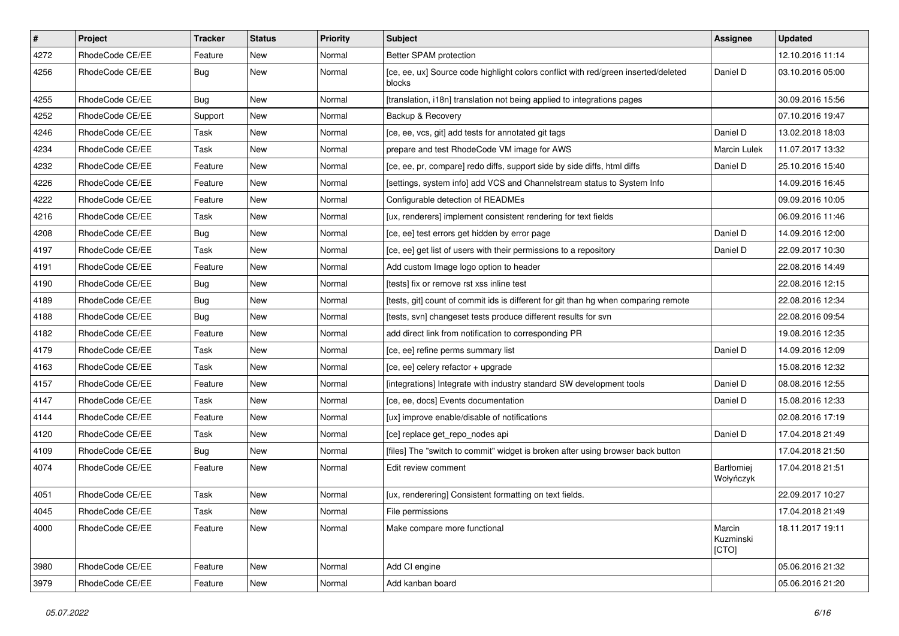| # | Project | Tracker | Status | Priority | Subject | Assignee | Updated |
|---|---|---|---|---|---|---|---|
| 4272 | RhodeCode CE/EE | Feature | New | Normal | Better SPAM protection | | 12.10.2016 11:14 |
| 4256 | RhodeCode CE/EE | Bug | New | Normal | [ce, ee, ux] Source code highlight colors conflict with red/green inserted/deleted blocks | Daniel D | 03.10.2016 05:00 |
| 4255 | RhodeCode CE/EE | Bug | New | Normal | [translation, i18n] translation not being applied to integrations pages | | 30.09.2016 15:56 |
| 4252 | RhodeCode CE/EE | Support | New | Normal | Backup & Recovery | | 07.10.2016 19:47 |
| 4246 | RhodeCode CE/EE | Task | New | Normal | [ce, ee, vcs, git] add tests for annotated git tags | Daniel D | 13.02.2018 18:03 |
| 4234 | RhodeCode CE/EE | Task | New | Normal | prepare and test RhodeCode VM image for AWS | Marcin Lulek | 11.07.2017 13:32 |
| 4232 | RhodeCode CE/EE | Feature | New | Normal | [ce, ee, pr, compare] redo diffs, support side by side diffs, html diffs | Daniel D | 25.10.2016 15:40 |
| 4226 | RhodeCode CE/EE | Feature | New | Normal | [settings, system info] add VCS and Channelstream status to System Info | | 14.09.2016 16:45 |
| 4222 | RhodeCode CE/EE | Feature | New | Normal | Configurable detection of READMEs | | 09.09.2016 10:05 |
| 4216 | RhodeCode CE/EE | Task | New | Normal | [ux, renderers] implement consistent rendering for text fields | | 06.09.2016 11:46 |
| 4208 | RhodeCode CE/EE | Bug | New | Normal | [ce, ee] test errors get hidden by error page | Daniel D | 14.09.2016 12:00 |
| 4197 | RhodeCode CE/EE | Task | New | Normal | [ce, ee] get list of users with their permissions to a repository | Daniel D | 22.09.2017 10:30 |
| 4191 | RhodeCode CE/EE | Feature | New | Normal | Add custom Image logo option to header | | 22.08.2016 14:49 |
| 4190 | RhodeCode CE/EE | Bug | New | Normal | [tests] fix or remove rst xss inline test | | 22.08.2016 12:15 |
| 4189 | RhodeCode CE/EE | Bug | New | Normal | [tests, git] count of commit ids is different for git than hg when comparing remote | | 22.08.2016 12:34 |
| 4188 | RhodeCode CE/EE | Bug | New | Normal | [tests, svn] changeset tests produce different results for svn | | 22.08.2016 09:54 |
| 4182 | RhodeCode CE/EE | Feature | New | Normal | add direct link from notification to corresponding PR | | 19.08.2016 12:35 |
| 4179 | RhodeCode CE/EE | Task | New | Normal | [ce, ee] refine perms summary list | Daniel D | 14.09.2016 12:09 |
| 4163 | RhodeCode CE/EE | Task | New | Normal | [ce, ee] celery refactor + upgrade | | 15.08.2016 12:32 |
| 4157 | RhodeCode CE/EE | Feature | New | Normal | [integrations] Integrate with industry standard SW development tools | Daniel D | 08.08.2016 12:55 |
| 4147 | RhodeCode CE/EE | Task | New | Normal | [ce, ee, docs] Events documentation | Daniel D | 15.08.2016 12:33 |
| 4144 | RhodeCode CE/EE | Feature | New | Normal | [ux] improve enable/disable of notifications | | 02.08.2016 17:19 |
| 4120 | RhodeCode CE/EE | Task | New | Normal | [ce] replace get_repo_nodes api | Daniel D | 17.04.2018 21:49 |
| 4109 | RhodeCode CE/EE | Bug | New | Normal | [files] The "switch to commit" widget is broken after using browser back button | | 17.04.2018 21:50 |
| 4074 | RhodeCode CE/EE | Feature | New | Normal | Edit review comment | Bartłomiej Wołyńczyk | 17.04.2018 21:51 |
| 4051 | RhodeCode CE/EE | Task | New | Normal | [ux, renderering] Consistent formatting on text fields. | | 22.09.2017 10:27 |
| 4045 | RhodeCode CE/EE | Task | New | Normal | File permissions | | 17.04.2018 21:49 |
| 4000 | RhodeCode CE/EE | Feature | New | Normal | Make compare more functional | Marcin Kuzminski [CTO] | 18.11.2017 19:11 |
| 3980 | RhodeCode CE/EE | Feature | New | Normal | Add CI engine | | 05.06.2016 21:32 |
| 3979 | RhodeCode CE/EE | Feature | New | Normal | Add kanban board | | 05.06.2016 21:20 |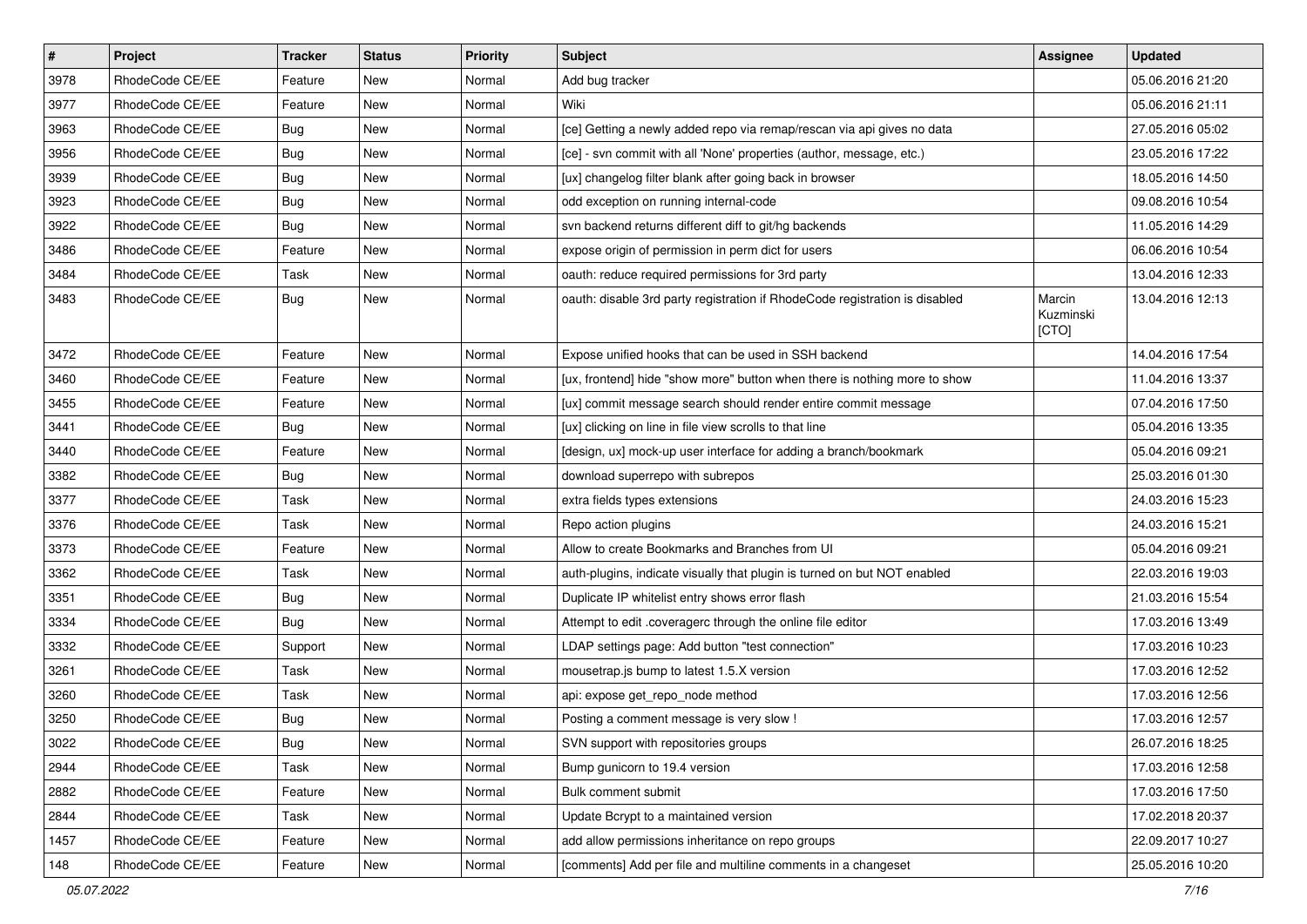| # | Project | Tracker | Status | Priority | Subject | Assignee | Updated |
|---|---|---|---|---|---|---|---|
| 3978 | RhodeCode CE/EE | Feature | New | Normal | Add bug tracker | | 05.06.2016 21:20 |
| 3977 | RhodeCode CE/EE | Feature | New | Normal | Wiki | | 05.06.2016 21:11 |
| 3963 | RhodeCode CE/EE | Bug | New | Normal | [ce] Getting a newly added repo via remap/rescan via api gives no data | | 27.05.2016 05:02 |
| 3956 | RhodeCode CE/EE | Bug | New | Normal | [ce] - svn commit with all 'None' properties (author, message, etc.) | | 23.05.2016 17:22 |
| 3939 | RhodeCode CE/EE | Bug | New | Normal | [ux] changelog filter blank after going back in browser | | 18.05.2016 14:50 |
| 3923 | RhodeCode CE/EE | Bug | New | Normal | odd exception on running internal-code | | 09.08.2016 10:54 |
| 3922 | RhodeCode CE/EE | Bug | New | Normal | svn backend returns different diff to git/hg backends | | 11.05.2016 14:29 |
| 3486 | RhodeCode CE/EE | Feature | New | Normal | expose origin of permission in perm dict for users | | 06.06.2016 10:54 |
| 3484 | RhodeCode CE/EE | Task | New | Normal | oauth: reduce required permissions for 3rd party | | 13.04.2016 12:33 |
| 3483 | RhodeCode CE/EE | Bug | New | Normal | oauth: disable 3rd party registration if RhodeCode registration is disabled | Marcin Kuzminski [CTO] | 13.04.2016 12:13 |
| 3472 | RhodeCode CE/EE | Feature | New | Normal | Expose unified hooks that can be used in SSH backend | | 14.04.2016 17:54 |
| 3460 | RhodeCode CE/EE | Feature | New | Normal | [ux, frontend] hide "show more" button when there is nothing more to show | | 11.04.2016 13:37 |
| 3455 | RhodeCode CE/EE | Feature | New | Normal | [ux] commit message search should render entire commit message | | 07.04.2016 17:50 |
| 3441 | RhodeCode CE/EE | Bug | New | Normal | [ux] clicking on line in file view scrolls to that line | | 05.04.2016 13:35 |
| 3440 | RhodeCode CE/EE | Feature | New | Normal | [design, ux] mock-up user interface for adding a branch/bookmark | | 05.04.2016 09:21 |
| 3382 | RhodeCode CE/EE | Bug | New | Normal | download superrepo with subrepos | | 25.03.2016 01:30 |
| 3377 | RhodeCode CE/EE | Task | New | Normal | extra fields types extensions | | 24.03.2016 15:23 |
| 3376 | RhodeCode CE/EE | Task | New | Normal | Repo action plugins | | 24.03.2016 15:21 |
| 3373 | RhodeCode CE/EE | Feature | New | Normal | Allow to create Bookmarks and Branches from UI | | 05.04.2016 09:21 |
| 3362 | RhodeCode CE/EE | Task | New | Normal | auth-plugins, indicate visually that plugin is turned on but NOT enabled | | 22.03.2016 19:03 |
| 3351 | RhodeCode CE/EE | Bug | New | Normal | Duplicate IP whitelist entry shows error flash | | 21.03.2016 15:54 |
| 3334 | RhodeCode CE/EE | Bug | New | Normal | Attempt to edit .coveragerc through the online file editor | | 17.03.2016 13:49 |
| 3332 | RhodeCode CE/EE | Support | New | Normal | LDAP settings page: Add button "test connection" | | 17.03.2016 10:23 |
| 3261 | RhodeCode CE/EE | Task | New | Normal | mousetrap.js bump to latest 1.5.X version | | 17.03.2016 12:52 |
| 3260 | RhodeCode CE/EE | Task | New | Normal | api: expose get_repo_node method | | 17.03.2016 12:56 |
| 3250 | RhodeCode CE/EE | Bug | New | Normal | Posting a comment message is very slow ! | | 17.03.2016 12:57 |
| 3022 | RhodeCode CE/EE | Bug | New | Normal | SVN support with repositories groups | | 26.07.2016 18:25 |
| 2944 | RhodeCode CE/EE | Task | New | Normal | Bump gunicorn to 19.4 version | | 17.03.2016 12:58 |
| 2882 | RhodeCode CE/EE | Feature | New | Normal | Bulk comment submit | | 17.03.2016 17:50 |
| 2844 | RhodeCode CE/EE | Task | New | Normal | Update Bcrypt to a maintained version | | 17.02.2018 20:37 |
| 1457 | RhodeCode CE/EE | Feature | New | Normal | add allow permissions inheritance on repo groups | | 22.09.2017 10:27 |
| 148 | RhodeCode CE/EE | Feature | New | Normal | [comments] Add per file and multiline comments in a changeset | | 25.05.2016 10:20 |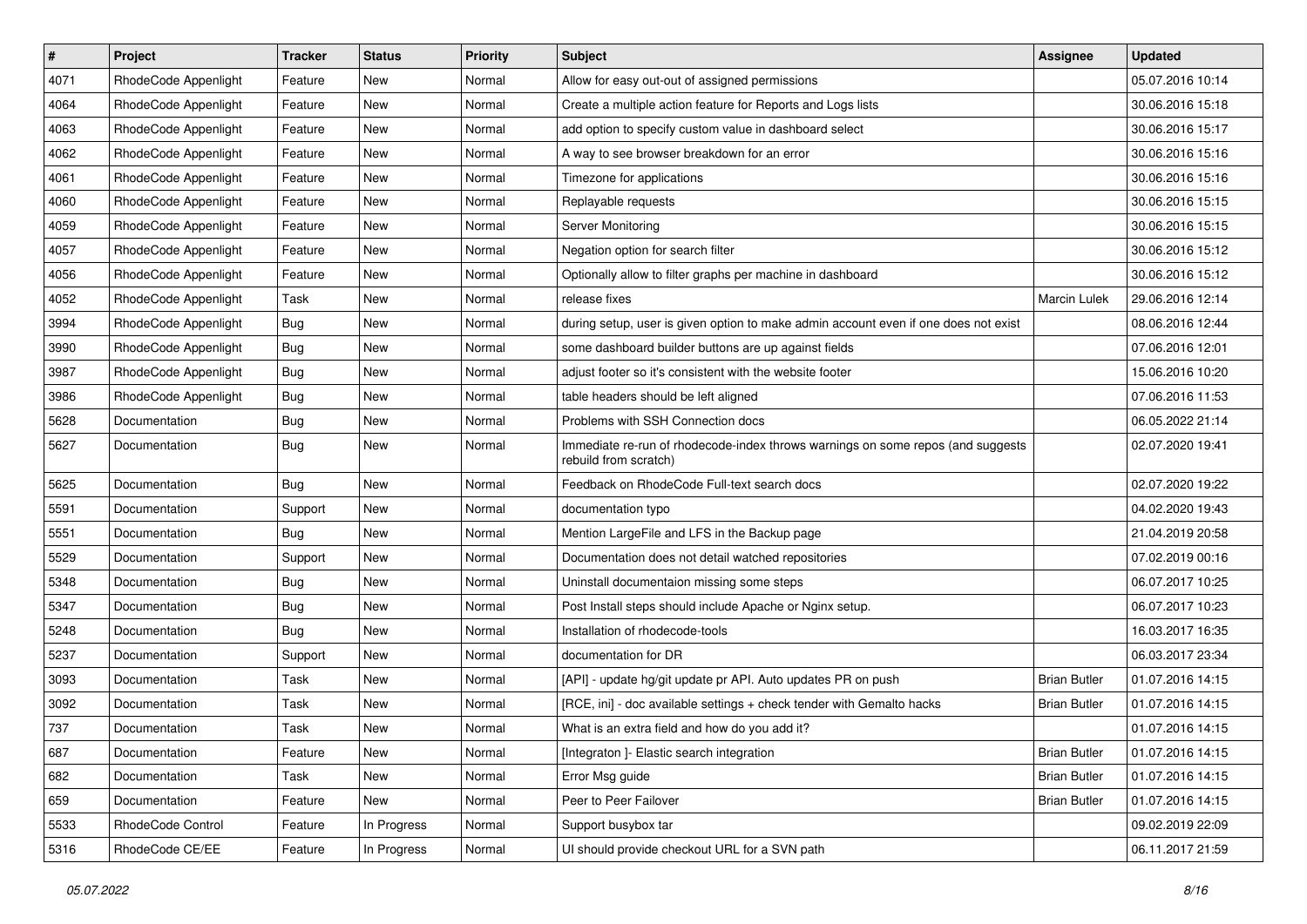| # | Project | Tracker | Status | Priority | Subject | Assignee | Updated |
|---|---|---|---|---|---|---|---|
| 4071 | RhodeCode Appenlight | Feature | New | Normal | Allow for easy out-out of assigned permissions | | 05.07.2016 10:14 |
| 4064 | RhodeCode Appenlight | Feature | New | Normal | Create a multiple action feature for Reports and Logs lists | | 30.06.2016 15:18 |
| 4063 | RhodeCode Appenlight | Feature | New | Normal | add option to specify custom value in dashboard select | | 30.06.2016 15:17 |
| 4062 | RhodeCode Appenlight | Feature | New | Normal | A way to see browser breakdown for an error | | 30.06.2016 15:16 |
| 4061 | RhodeCode Appenlight | Feature | New | Normal | Timezone for applications | | 30.06.2016 15:16 |
| 4060 | RhodeCode Appenlight | Feature | New | Normal | Replayable requests | | 30.06.2016 15:15 |
| 4059 | RhodeCode Appenlight | Feature | New | Normal | Server Monitoring | | 30.06.2016 15:15 |
| 4057 | RhodeCode Appenlight | Feature | New | Normal | Negation option for search filter | | 30.06.2016 15:12 |
| 4056 | RhodeCode Appenlight | Feature | New | Normal | Optionally allow to filter graphs per machine in dashboard | | 30.06.2016 15:12 |
| 4052 | RhodeCode Appenlight | Task | New | Normal | release fixes | Marcin Lulek | 29.06.2016 12:14 |
| 3994 | RhodeCode Appenlight | Bug | New | Normal | during setup, user is given option to make admin account even if one does not exist | | 08.06.2016 12:44 |
| 3990 | RhodeCode Appenlight | Bug | New | Normal | some dashboard builder buttons are up against fields | | 07.06.2016 12:01 |
| 3987 | RhodeCode Appenlight | Bug | New | Normal | adjust footer so it's consistent with the website footer | | 15.06.2016 10:20 |
| 3986 | RhodeCode Appenlight | Bug | New | Normal | table headers should be left aligned | | 07.06.2016 11:53 |
| 5628 | Documentation | Bug | New | Normal | Problems with SSH Connection docs | | 06.05.2022 21:14 |
| 5627 | Documentation | Bug | New | Normal | Immediate re-run of rhodecode-index throws warnings on some repos (and suggests rebuild from scratch) | | 02.07.2020 19:41 |
| 5625 | Documentation | Bug | New | Normal | Feedback on RhodeCode Full-text search docs | | 02.07.2020 19:22 |
| 5591 | Documentation | Support | New | Normal | documentation typo | | 04.02.2020 19:43 |
| 5551 | Documentation | Bug | New | Normal | Mention LargeFile and LFS in the Backup page | | 21.04.2019 20:58 |
| 5529 | Documentation | Support | New | Normal | Documentation does not detail watched repositories | | 07.02.2019 00:16 |
| 5348 | Documentation | Bug | New | Normal | Uninstall documentaion missing some steps | | 06.07.2017 10:25 |
| 5347 | Documentation | Bug | New | Normal | Post Install steps should include Apache or Nginx setup. | | 06.07.2017 10:23 |
| 5248 | Documentation | Bug | New | Normal | Installation of rhodecode-tools | | 16.03.2017 16:35 |
| 5237 | Documentation | Support | New | Normal | documentation for DR | | 06.03.2017 23:34 |
| 3093 | Documentation | Task | New | Normal | [API] - update hg/git update pr API. Auto updates PR on push | Brian Butler | 01.07.2016 14:15 |
| 3092 | Documentation | Task | New | Normal | [RCE, ini] - doc available settings + check tender with Gemalto hacks | Brian Butler | 01.07.2016 14:15 |
| 737 | Documentation | Task | New | Normal | What is an extra field and how do you add it? | | 01.07.2016 14:15 |
| 687 | Documentation | Feature | New | Normal | [Integraton ]- Elastic search integration | Brian Butler | 01.07.2016 14:15 |
| 682 | Documentation | Task | New | Normal | Error Msg guide | Brian Butler | 01.07.2016 14:15 |
| 659 | Documentation | Feature | New | Normal | Peer to Peer Failover | Brian Butler | 01.07.2016 14:15 |
| 5533 | RhodeCode Control | Feature | In Progress | Normal | Support busybox tar | | 09.02.2019 22:09 |
| 5316 | RhodeCode CE/EE | Feature | In Progress | Normal | UI should provide checkout URL for a SVN path | | 06.11.2017 21:59 |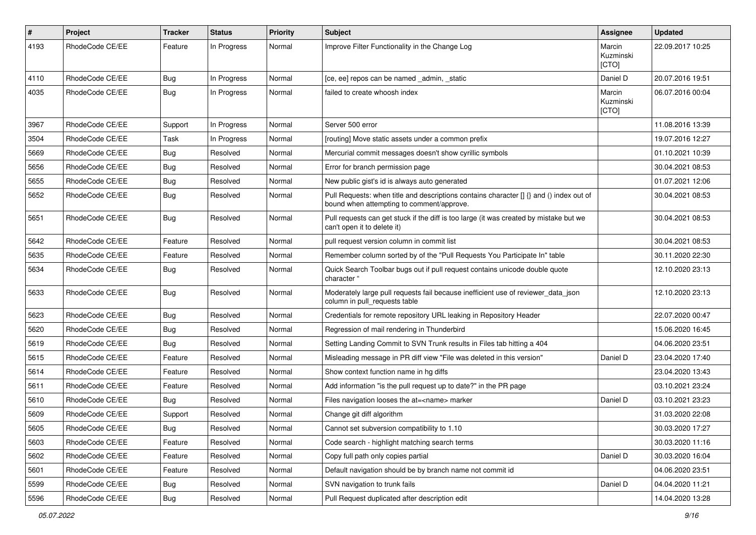| # | Project | Tracker | Status | Priority | Subject | Assignee | Updated |
|---|---|---|---|---|---|---|---|
| 4193 | RhodeCode CE/EE | Feature | In Progress | Normal | Improve Filter Functionality in the Change Log | Marcin Kuzminski [CTO] | 22.09.2017 10:25 |
| 4110 | RhodeCode CE/EE | Bug | In Progress | Normal | [ce, ee] repos can be named _admin, _static | Daniel D | 20.07.2016 19:51 |
| 4035 | RhodeCode CE/EE | Bug | In Progress | Normal | failed to create whoosh index | Marcin Kuzminski [CTO] | 06.07.2016 00:04 |
| 3967 | RhodeCode CE/EE | Support | In Progress | Normal | Server 500 error | | 11.08.2016 13:39 |
| 3504 | RhodeCode CE/EE | Task | In Progress | Normal | [routing] Move static assets under a common prefix | | 19.07.2016 12:27 |
| 5669 | RhodeCode CE/EE | Bug | Resolved | Normal | Mercurial commit messages doesn't show cyrillic symbols | | 01.10.2021 10:39 |
| 5656 | RhodeCode CE/EE | Bug | Resolved | Normal | Error for branch permission page | | 30.04.2021 08:53 |
| 5655 | RhodeCode CE/EE | Bug | Resolved | Normal | New public gist's id is always auto generated | | 01.07.2021 12:06 |
| 5652 | RhodeCode CE/EE | Bug | Resolved | Normal | Pull Requests: when title and descriptions contains character [] {} and () index out of bound when attempting to comment/approve. | | 30.04.2021 08:53 |
| 5651 | RhodeCode CE/EE | Bug | Resolved | Normal | Pull requests can get stuck if the diff is too large (it was created by mistake but we can't open it to delete it) | | 30.04.2021 08:53 |
| 5642 | RhodeCode CE/EE | Feature | Resolved | Normal | pull request version column in commit list | | 30.04.2021 08:53 |
| 5635 | RhodeCode CE/EE | Feature | Resolved | Normal | Remember column sorted by of the "Pull Requests You Participate In" table | | 30.11.2020 22:30 |
| 5634 | RhodeCode CE/EE | Bug | Resolved | Normal | Quick Search Toolbar bugs out if pull request contains unicode double quote character " | | 12.10.2020 23:13 |
| 5633 | RhodeCode CE/EE | Bug | Resolved | Normal | Moderately large pull requests fail because inefficient use of reviewer_data_json column in pull_requests table | | 12.10.2020 23:13 |
| 5623 | RhodeCode CE/EE | Bug | Resolved | Normal | Credentials for remote repository URL leaking in Repository Header | | 22.07.2020 00:47 |
| 5620 | RhodeCode CE/EE | Bug | Resolved | Normal | Regression of mail rendering in Thunderbird | | 15.06.2020 16:45 |
| 5619 | RhodeCode CE/EE | Bug | Resolved | Normal | Setting Landing Commit to SVN Trunk results in Files tab hitting a 404 | | 04.06.2020 23:51 |
| 5615 | RhodeCode CE/EE | Feature | Resolved | Normal | Misleading message in PR diff view "File was deleted in this version" | Daniel D | 23.04.2020 17:40 |
| 5614 | RhodeCode CE/EE | Feature | Resolved | Normal | Show context function name in hg diffs | | 23.04.2020 13:43 |
| 5611 | RhodeCode CE/EE | Feature | Resolved | Normal | Add information "is the pull request up to date?" in the PR page | | 03.10.2021 23:24 |
| 5610 | RhodeCode CE/EE | Bug | Resolved | Normal | Files navigation looses the at=<name> marker | Daniel D | 03.10.2021 23:23 |
| 5609 | RhodeCode CE/EE | Support | Resolved | Normal | Change git diff algorithm | | 31.03.2020 22:08 |
| 5605 | RhodeCode CE/EE | Bug | Resolved | Normal | Cannot set subversion compatibility to 1.10 | | 30.03.2020 17:27 |
| 5603 | RhodeCode CE/EE | Feature | Resolved | Normal | Code search - highlight matching search terms | | 30.03.2020 11:16 |
| 5602 | RhodeCode CE/EE | Feature | Resolved | Normal | Copy full path only copies partial | Daniel D | 30.03.2020 16:04 |
| 5601 | RhodeCode CE/EE | Feature | Resolved | Normal | Default navigation should be by branch name not commit id | | 04.06.2020 23:51 |
| 5599 | RhodeCode CE/EE | Bug | Resolved | Normal | SVN navigation to trunk fails | Daniel D | 04.04.2020 11:21 |
| 5596 | RhodeCode CE/EE | Bug | Resolved | Normal | Pull Request duplicated after description edit | | 14.04.2020 13:28 |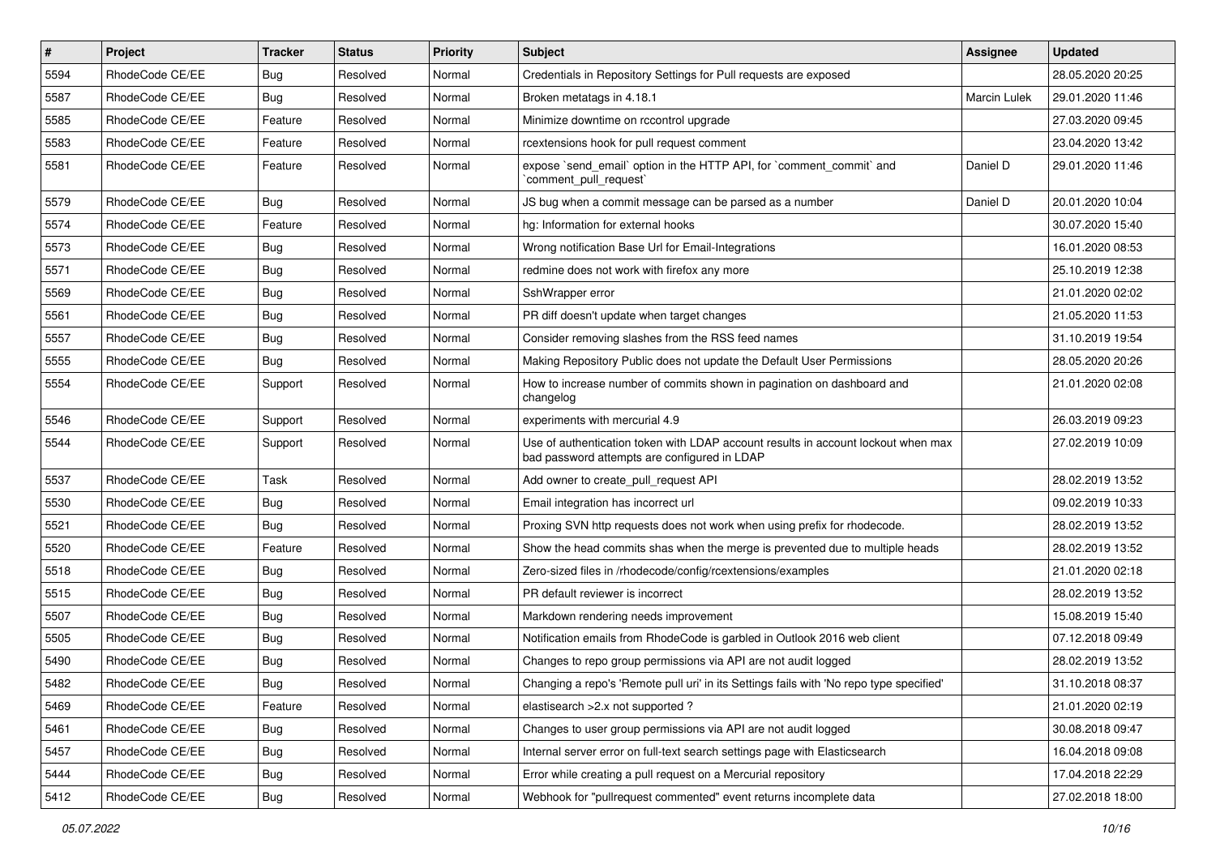| # | Project | Tracker | Status | Priority | Subject | Assignee | Updated |
|---|---|---|---|---|---|---|---|
| 5594 | RhodeCode CE/EE | Bug | Resolved | Normal | Credentials in Repository Settings for Pull requests are exposed | | 28.05.2020 20:25 |
| 5587 | RhodeCode CE/EE | Bug | Resolved | Normal | Broken metatags in 4.18.1 | Marcin Lulek | 29.01.2020 11:46 |
| 5585 | RhodeCode CE/EE | Feature | Resolved | Normal | Minimize downtime on rccontrol upgrade | | 27.03.2020 09:45 |
| 5583 | RhodeCode CE/EE | Feature | Resolved | Normal | rcextensions hook for pull request comment | | 23.04.2020 13:42 |
| 5581 | RhodeCode CE/EE | Feature | Resolved | Normal | expose `send_email` option in the HTTP API, for `comment_commit` and `comment_pull_request` | Daniel D | 29.01.2020 11:46 |
| 5579 | RhodeCode CE/EE | Bug | Resolved | Normal | JS bug when a commit message can be parsed as a number | Daniel D | 20.01.2020 10:04 |
| 5574 | RhodeCode CE/EE | Feature | Resolved | Normal | hg: Information for external hooks | | 30.07.2020 15:40 |
| 5573 | RhodeCode CE/EE | Bug | Resolved | Normal | Wrong notification Base Url for Email-Integrations | | 16.01.2020 08:53 |
| 5571 | RhodeCode CE/EE | Bug | Resolved | Normal | redmine does not work with firefox any more | | 25.10.2019 12:38 |
| 5569 | RhodeCode CE/EE | Bug | Resolved | Normal | SshWrapper error | | 21.01.2020 02:02 |
| 5561 | RhodeCode CE/EE | Bug | Resolved | Normal | PR diff doesn't update when target changes | | 21.05.2020 11:53 |
| 5557 | RhodeCode CE/EE | Bug | Resolved | Normal | Consider removing slashes from the RSS feed names | | 31.10.2019 19:54 |
| 5555 | RhodeCode CE/EE | Bug | Resolved | Normal | Making Repository Public does not update the Default User Permissions | | 28.05.2020 20:26 |
| 5554 | RhodeCode CE/EE | Support | Resolved | Normal | How to increase number of commits shown in pagination on dashboard and changelog | | 21.01.2020 02:08 |
| 5546 | RhodeCode CE/EE | Support | Resolved | Normal | experiments with mercurial 4.9 | | 26.03.2019 09:23 |
| 5544 | RhodeCode CE/EE | Support | Resolved | Normal | Use of authentication token with LDAP account results in account lockout when max bad password attempts are configured in LDAP | | 27.02.2019 10:09 |
| 5537 | RhodeCode CE/EE | Task | Resolved | Normal | Add owner to create_pull_request API | | 28.02.2019 13:52 |
| 5530 | RhodeCode CE/EE | Bug | Resolved | Normal | Email integration has incorrect url | | 09.02.2019 10:33 |
| 5521 | RhodeCode CE/EE | Bug | Resolved | Normal | Proxing SVN http requests does not work when using prefix for rhodecode. | | 28.02.2019 13:52 |
| 5520 | RhodeCode CE/EE | Feature | Resolved | Normal | Show the head commits shas when the merge is prevented due to multiple heads | | 28.02.2019 13:52 |
| 5518 | RhodeCode CE/EE | Bug | Resolved | Normal | Zero-sized files in /rhodecode/config/rcextensions/examples | | 21.01.2020 02:18 |
| 5515 | RhodeCode CE/EE | Bug | Resolved | Normal | PR default reviewer is incorrect | | 28.02.2019 13:52 |
| 5507 | RhodeCode CE/EE | Bug | Resolved | Normal | Markdown rendering needs improvement | | 15.08.2019 15:40 |
| 5505 | RhodeCode CE/EE | Bug | Resolved | Normal | Notification emails from RhodeCode is garbled in Outlook 2016 web client | | 07.12.2018 09:49 |
| 5490 | RhodeCode CE/EE | Bug | Resolved | Normal | Changes to repo group permissions via API are not audit logged | | 28.02.2019 13:52 |
| 5482 | RhodeCode CE/EE | Bug | Resolved | Normal | Changing a repo's 'Remote pull uri' in its Settings fails with 'No repo type specified' | | 31.10.2018 08:37 |
| 5469 | RhodeCode CE/EE | Feature | Resolved | Normal | elastisearch >2.x not supported ? | | 21.01.2020 02:19 |
| 5461 | RhodeCode CE/EE | Bug | Resolved | Normal | Changes to user group permissions via API are not audit logged | | 30.08.2018 09:47 |
| 5457 | RhodeCode CE/EE | Bug | Resolved | Normal | Internal server error on full-text search settings page with Elasticsearch | | 16.04.2018 09:08 |
| 5444 | RhodeCode CE/EE | Bug | Resolved | Normal | Error while creating a pull request on a Mercurial repository | | 17.04.2018 22:29 |
| 5412 | RhodeCode CE/EE | Bug | Resolved | Normal | Webhook for "pullrequest commented" event returns incomplete data | | 27.02.2018 18:00 |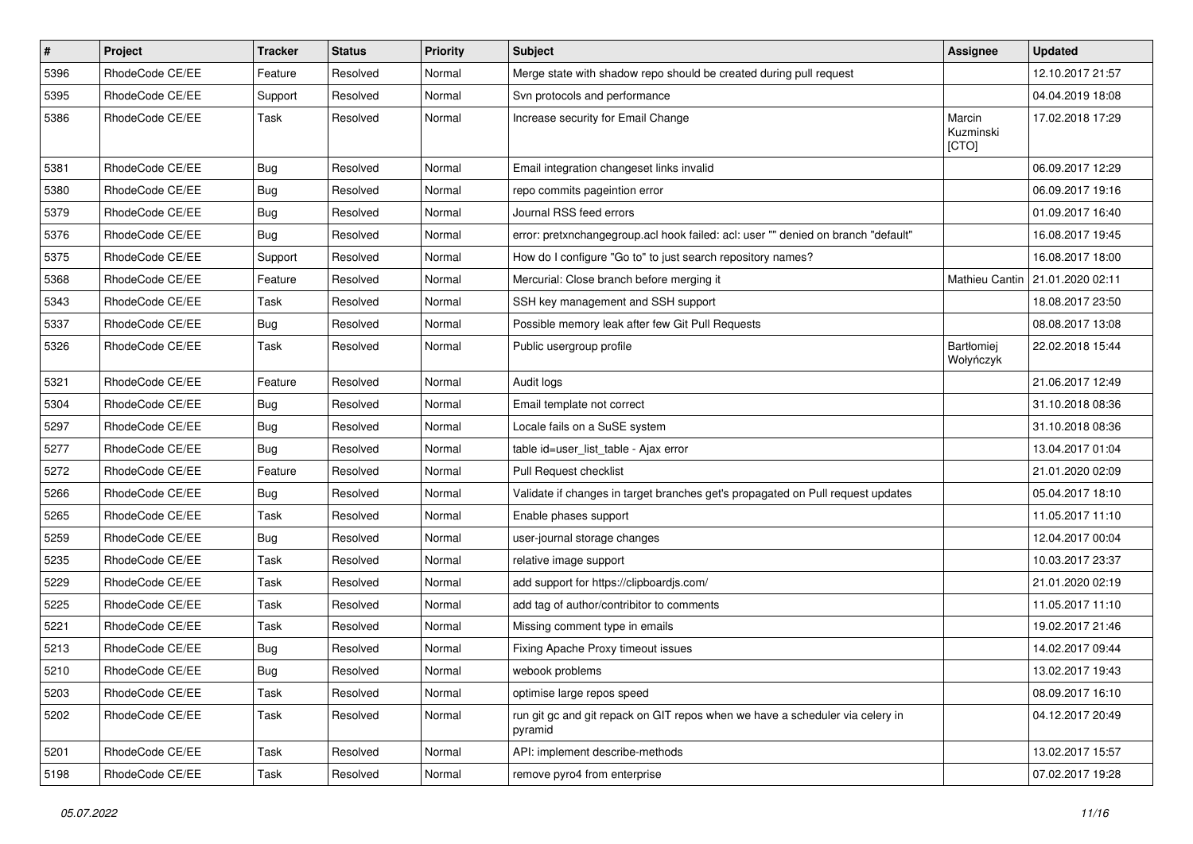| # | Project | Tracker | Status | Priority | Subject | Assignee | Updated |
|---|---|---|---|---|---|---|---|
| 5396 | RhodeCode CE/EE | Feature | Resolved | Normal | Merge state with shadow repo should be created during pull request | | 12.10.2017 21:57 |
| 5395 | RhodeCode CE/EE | Support | Resolved | Normal | Svn protocols and performance | | 04.04.2019 18:08 |
| 5386 | RhodeCode CE/EE | Task | Resolved | Normal | Increase security for Email Change | Marcin Kuzminski [CTO] | 17.02.2018 17:29 |
| 5381 | RhodeCode CE/EE | Bug | Resolved | Normal | Email integration changeset links invalid | | 06.09.2017 12:29 |
| 5380 | RhodeCode CE/EE | Bug | Resolved | Normal | repo commits pageintion error | | 06.09.2017 19:16 |
| 5379 | RhodeCode CE/EE | Bug | Resolved | Normal | Journal RSS feed errors | | 01.09.2017 16:40 |
| 5376 | RhodeCode CE/EE | Bug | Resolved | Normal | error: pretxnchangegroup.acl hook failed: acl: user "" denied on branch "default" | | 16.08.2017 19:45 |
| 5375 | RhodeCode CE/EE | Support | Resolved | Normal | How do I configure "Go to" to just search repository names? | | 16.08.2017 18:00 |
| 5368 | RhodeCode CE/EE | Feature | Resolved | Normal | Mercurial: Close branch before merging it | Mathieu Cantin | 21.01.2020 02:11 |
| 5343 | RhodeCode CE/EE | Task | Resolved | Normal | SSH key management and SSH support | | 18.08.2017 23:50 |
| 5337 | RhodeCode CE/EE | Bug | Resolved | Normal | Possible memory leak after few Git Pull Requests | | 08.08.2017 13:08 |
| 5326 | RhodeCode CE/EE | Task | Resolved | Normal | Public usergroup profile | Bartłomiej Wołyńczyk | 22.02.2018 15:44 |
| 5321 | RhodeCode CE/EE | Feature | Resolved | Normal | Audit logs | | 21.06.2017 12:49 |
| 5304 | RhodeCode CE/EE | Bug | Resolved | Normal | Email template not correct | | 31.10.2018 08:36 |
| 5297 | RhodeCode CE/EE | Bug | Resolved | Normal | Locale fails on a SuSE system | | 31.10.2018 08:36 |
| 5277 | RhodeCode CE/EE | Bug | Resolved | Normal | table id=user_list_table - Ajax error | | 13.04.2017 01:04 |
| 5272 | RhodeCode CE/EE | Feature | Resolved | Normal | Pull Request checklist | | 21.01.2020 02:09 |
| 5266 | RhodeCode CE/EE | Bug | Resolved | Normal | Validate if changes in target branches get's propagated on Pull request updates | | 05.04.2017 18:10 |
| 5265 | RhodeCode CE/EE | Task | Resolved | Normal | Enable phases support | | 11.05.2017 11:10 |
| 5259 | RhodeCode CE/EE | Bug | Resolved | Normal | user-journal storage changes | | 12.04.2017 00:04 |
| 5235 | RhodeCode CE/EE | Task | Resolved | Normal | relative image support | | 10.03.2017 23:37 |
| 5229 | RhodeCode CE/EE | Task | Resolved | Normal | add support for https://clipboardjs.com/ | | 21.01.2020 02:19 |
| 5225 | RhodeCode CE/EE | Task | Resolved | Normal | add tag of author/contribitor to comments | | 11.05.2017 11:10 |
| 5221 | RhodeCode CE/EE | Task | Resolved | Normal | Missing comment type in emails | | 19.02.2017 21:46 |
| 5213 | RhodeCode CE/EE | Bug | Resolved | Normal | Fixing Apache Proxy timeout issues | | 14.02.2017 09:44 |
| 5210 | RhodeCode CE/EE | Bug | Resolved | Normal | webook problems | | 13.02.2017 19:43 |
| 5203 | RhodeCode CE/EE | Task | Resolved | Normal | optimise large repos speed | | 08.09.2017 16:10 |
| 5202 | RhodeCode CE/EE | Task | Resolved | Normal | run git gc and git repack on GIT repos when we have a scheduler via celery in pyramid | | 04.12.2017 20:49 |
| 5201 | RhodeCode CE/EE | Task | Resolved | Normal | API: implement describe-methods | | 13.02.2017 15:57 |
| 5198 | RhodeCode CE/EE | Task | Resolved | Normal | remove pyro4 from enterprise | | 07.02.2017 19:28 |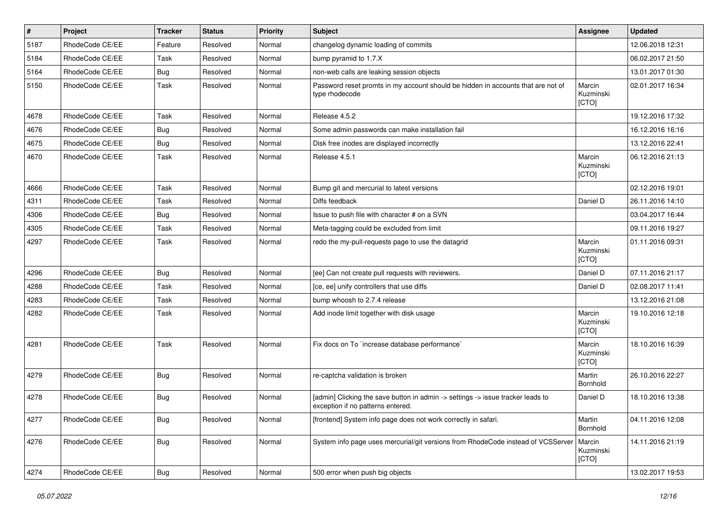| # | Project | Tracker | Status | Priority | Subject | Assignee | Updated |
|---|---|---|---|---|---|---|---|
| 5187 | RhodeCode CE/EE | Feature | Resolved | Normal | changelog dynamic loading of commits | | 12.06.2018 12:31 |
| 5184 | RhodeCode CE/EE | Task | Resolved | Normal | bump pyramid to 1.7.X | | 06.02.2017 21:50 |
| 5164 | RhodeCode CE/EE | Bug | Resolved | Normal | non-web calls are leaking session objects | | 13.01.2017 01:30 |
| 5150 | RhodeCode CE/EE | Task | Resolved | Normal | Password reset promts in my account should be hidden in accounts that are not of type rhodecode | Marcin Kuzminski [CTO] | 02.01.2017 16:34 |
| 4678 | RhodeCode CE/EE | Task | Resolved | Normal | Release 4.5.2 | | 19.12.2016 17:32 |
| 4676 | RhodeCode CE/EE | Bug | Resolved | Normal | Some admin passwords can make installation fail | | 16.12.2016 16:16 |
| 4675 | RhodeCode CE/EE | Bug | Resolved | Normal | Disk free inodes are displayed incorrectly | | 13.12.2016 22:41 |
| 4670 | RhodeCode CE/EE | Task | Resolved | Normal | Release 4.5.1 | Marcin Kuzminski [CTO] | 06.12.2016 21:13 |
| 4666 | RhodeCode CE/EE | Task | Resolved | Normal | Bump git and mercurial to latest versions | | 02.12.2016 19:01 |
| 4311 | RhodeCode CE/EE | Task | Resolved | Normal | Diffs feedback | Daniel D | 26.11.2016 14:10 |
| 4306 | RhodeCode CE/EE | Bug | Resolved | Normal | Issue to push file with character # on a SVN | | 03.04.2017 16:44 |
| 4305 | RhodeCode CE/EE | Task | Resolved | Normal | Meta-tagging could be excluded from limit | | 09.11.2016 19:27 |
| 4297 | RhodeCode CE/EE | Task | Resolved | Normal | redo the my-pull-requests page to use the datagrid | Marcin Kuzminski [CTO] | 01.11.2016 09:31 |
| 4296 | RhodeCode CE/EE | Bug | Resolved | Normal | [ee] Can not create pull requests with reviewers. | Daniel D | 07.11.2016 21:17 |
| 4288 | RhodeCode CE/EE | Task | Resolved | Normal | [ce, ee] unify controllers that use diffs | Daniel D | 02.08.2017 11:41 |
| 4283 | RhodeCode CE/EE | Task | Resolved | Normal | bump whoosh to 2.7.4 release | | 13.12.2016 21:08 |
| 4282 | RhodeCode CE/EE | Task | Resolved | Normal | Add inode limit together with disk usage | Marcin Kuzminski [CTO] | 19.10.2016 12:18 |
| 4281 | RhodeCode CE/EE | Task | Resolved | Normal | Fix docs on To `increase database performance` | Marcin Kuzminski [CTO] | 18.10.2016 16:39 |
| 4279 | RhodeCode CE/EE | Bug | Resolved | Normal | re-captcha validation is broken | Martin Bornhold | 26.10.2016 22:27 |
| 4278 | RhodeCode CE/EE | Bug | Resolved | Normal | [admin] Clicking the save button in admin -> settings -> issue tracker leads to exception if no patterns entered. | Daniel D | 18.10.2016 13:38 |
| 4277 | RhodeCode CE/EE | Bug | Resolved | Normal | [frontend] System info page does not work correctly in safari. | Martin Bornhold | 04.11.2016 12:08 |
| 4276 | RhodeCode CE/EE | Bug | Resolved | Normal | System info page uses mercurial/git versions from RhodeCode instead of VCSServer | Marcin Kuzminski [CTO] | 14.11.2016 21:19 |
| 4274 | RhodeCode CE/EE | Bug | Resolved | Normal | 500 error when push big objects | | 13.02.2017 19:53 |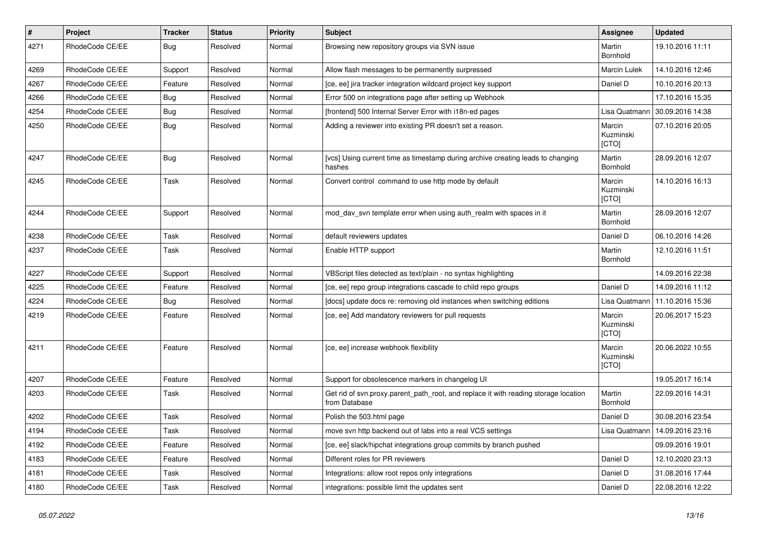| # | Project | Tracker | Status | Priority | Subject | Assignee | Updated |
|---|---|---|---|---|---|---|---|
| 4271 | RhodeCode CE/EE | Bug | Resolved | Normal | Browsing new repository groups via SVN issue | Martin Bornhold | 19.10.2016 11:11 |
| 4269 | RhodeCode CE/EE | Support | Resolved | Normal | Allow flash messages to be permanently surpressed | Marcin Lulek | 14.10.2016 12:46 |
| 4267 | RhodeCode CE/EE | Feature | Resolved | Normal | [ce, ee] jira tracker integration wildcard project key support | Daniel D | 10.10.2016 20:13 |
| 4266 | RhodeCode CE/EE | Bug | Resolved | Normal | Error 500 on integrations page after setting up Webhook | | 17.10.2016 15:35 |
| 4254 | RhodeCode CE/EE | Bug | Resolved | Normal | [frontend] 500 Internal Server Error with i18n-ed pages | Lisa Quatmann | 30.09.2016 14:38 |
| 4250 | RhodeCode CE/EE | Bug | Resolved | Normal | Adding a reviewer into existing PR doesn't set a reason. | Marcin Kuzminski [CTO] | 07.10.2016 20:05 |
| 4247 | RhodeCode CE/EE | Bug | Resolved | Normal | [vcs] Using current time as timestamp during archive creating leads to changing hashes | Martin Bornhold | 28.09.2016 12:07 |
| 4245 | RhodeCode CE/EE | Task | Resolved | Normal | Convert control command to use http mode by default | Marcin Kuzminski [CTO] | 14.10.2016 16:13 |
| 4244 | RhodeCode CE/EE | Support | Resolved | Normal | mod_dav_svn template error when using auth_realm with spaces in it | Martin Bornhold | 28.09.2016 12:07 |
| 4238 | RhodeCode CE/EE | Task | Resolved | Normal | default reviewers updates | Daniel D | 06.10.2016 14:26 |
| 4237 | RhodeCode CE/EE | Task | Resolved | Normal | Enable HTTP support | Martin Bornhold | 12.10.2016 11:51 |
| 4227 | RhodeCode CE/EE | Support | Resolved | Normal | VBScript files detected as text/plain - no syntax highlighting | | 14.09.2016 22:38 |
| 4225 | RhodeCode CE/EE | Feature | Resolved | Normal | [ce, ee] repo group integrations cascade to child repo groups | Daniel D | 14.09.2016 11:12 |
| 4224 | RhodeCode CE/EE | Bug | Resolved | Normal | [docs] update docs re: removing old instances when switching editions | Lisa Quatmann | 11.10.2016 15:36 |
| 4219 | RhodeCode CE/EE | Feature | Resolved | Normal | [ce, ee] Add mandatory reviewers for pull requests | Marcin Kuzminski [CTO] | 20.06.2017 15:23 |
| 4211 | RhodeCode CE/EE | Feature | Resolved | Normal | [ce, ee] increase webhook flexibility | Marcin Kuzminski [CTO] | 20.06.2022 10:55 |
| 4207 | RhodeCode CE/EE | Feature | Resolved | Normal | Support for obsolescence markers in changelog UI | | 19.05.2017 16:14 |
| 4203 | RhodeCode CE/EE | Task | Resolved | Normal | Get rid of svn.proxy.parent_path_root, and replace it with reading storage location from Database | Martin Bornhold | 22.09.2016 14:31 |
| 4202 | RhodeCode CE/EE | Task | Resolved | Normal | Polish the 503.html page | Daniel D | 30.08.2016 23:54 |
| 4194 | RhodeCode CE/EE | Task | Resolved | Normal | move svn http backend out of labs into a real VCS settings | Lisa Quatmann | 14.09.2016 23:16 |
| 4192 | RhodeCode CE/EE | Feature | Resolved | Normal | [ce, ee] slack/hipchat integrations group commits by branch pushed | | 09.09.2016 19:01 |
| 4183 | RhodeCode CE/EE | Feature | Resolved | Normal | Different roles for PR reviewers | Daniel D | 12.10.2020 23:13 |
| 4181 | RhodeCode CE/EE | Task | Resolved | Normal | Integrations: allow root repos only integrations | Daniel D | 31.08.2016 17:44 |
| 4180 | RhodeCode CE/EE | Task | Resolved | Normal | integrations: possible limit the updates sent | Daniel D | 22.08.2016 12:22 |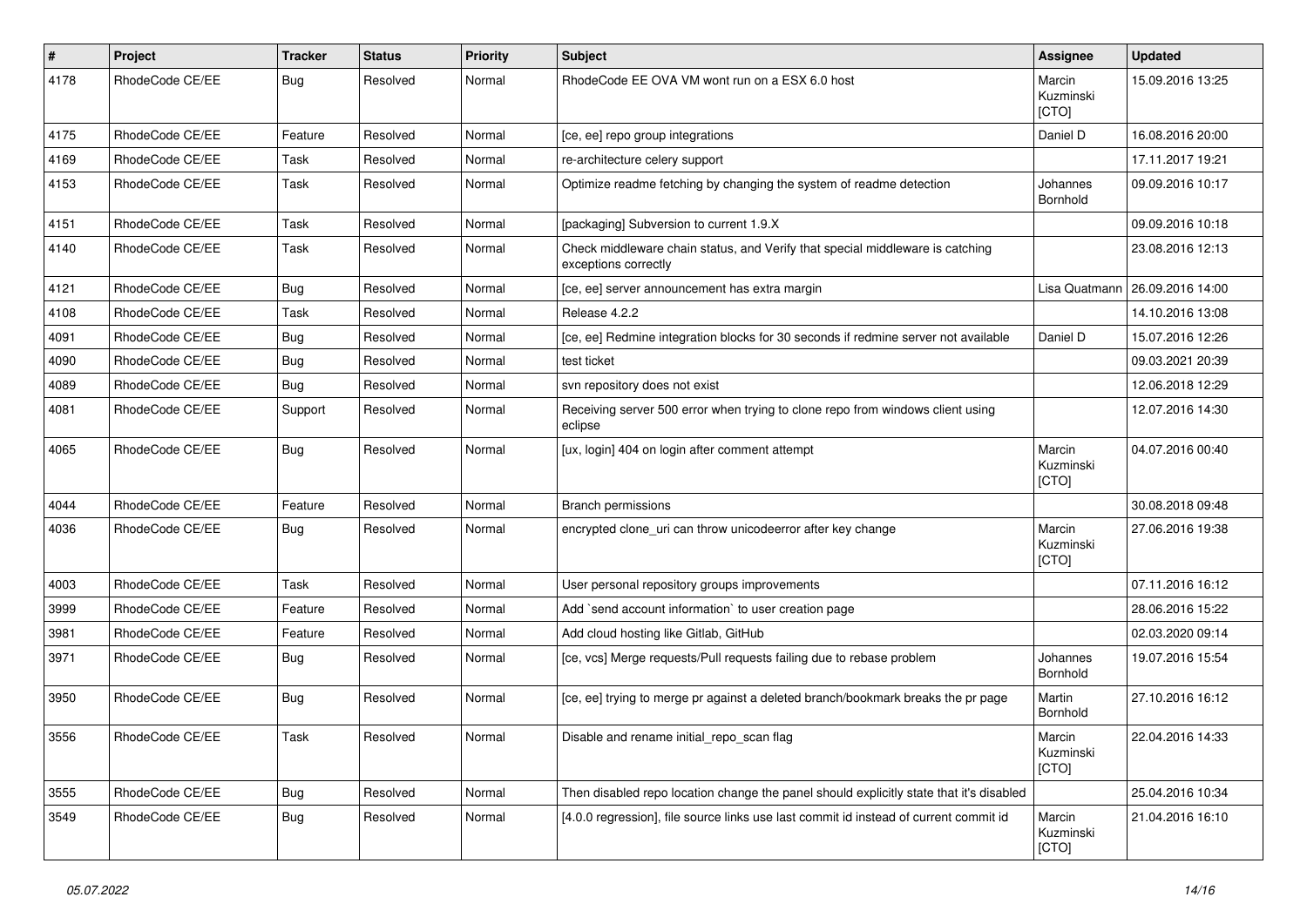| # | Project | Tracker | Status | Priority | Subject | Assignee | Updated |
|---|---|---|---|---|---|---|---|
| 4178 | RhodeCode CE/EE | Bug | Resolved | Normal | RhodeCode EE OVA VM wont run on a ESX 6.0 host | Marcin Kuzminski [CTO] | 15.09.2016 13:25 |
| 4175 | RhodeCode CE/EE | Feature | Resolved | Normal | [ce, ee] repo group integrations | Daniel D | 16.08.2016 20:00 |
| 4169 | RhodeCode CE/EE | Task | Resolved | Normal | re-architecture celery support | | 17.11.2017 19:21 |
| 4153 | RhodeCode CE/EE | Task | Resolved | Normal | Optimize readme fetching by changing the system of readme detection | Johannes Bornhold | 09.09.2016 10:17 |
| 4151 | RhodeCode CE/EE | Task | Resolved | Normal | [packaging] Subversion to current 1.9.X | | 09.09.2016 10:18 |
| 4140 | RhodeCode CE/EE | Task | Resolved | Normal | Check middleware chain status, and Verify that special middleware is catching exceptions correctly | | 23.08.2016 12:13 |
| 4121 | RhodeCode CE/EE | Bug | Resolved | Normal | [ce, ee] server announcement has extra margin | Lisa Quatmann | 26.09.2016 14:00 |
| 4108 | RhodeCode CE/EE | Task | Resolved | Normal | Release 4.2.2 | | 14.10.2016 13:08 |
| 4091 | RhodeCode CE/EE | Bug | Resolved | Normal | [ce, ee] Redmine integration blocks for 30 seconds if redmine server not available | Daniel D | 15.07.2016 12:26 |
| 4090 | RhodeCode CE/EE | Bug | Resolved | Normal | test ticket | | 09.03.2021 20:39 |
| 4089 | RhodeCode CE/EE | Bug | Resolved | Normal | svn repository does not exist | | 12.06.2018 12:29 |
| 4081 | RhodeCode CE/EE | Support | Resolved | Normal | Receiving server 500 error when trying to clone repo from windows client using eclipse | | 12.07.2016 14:30 |
| 4065 | RhodeCode CE/EE | Bug | Resolved | Normal | [ux, login] 404 on login after comment attempt | Marcin Kuzminski [CTO] | 04.07.2016 00:40 |
| 4044 | RhodeCode CE/EE | Feature | Resolved | Normal | Branch permissions | | 30.08.2018 09:48 |
| 4036 | RhodeCode CE/EE | Bug | Resolved | Normal | encrypted clone_uri can throw unicodeerror after key change | Marcin Kuzminski [CTO] | 27.06.2016 19:38 |
| 4003 | RhodeCode CE/EE | Task | Resolved | Normal | User personal repository groups improvements | | 07.11.2016 16:12 |
| 3999 | RhodeCode CE/EE | Feature | Resolved | Normal | Add `send account information` to user creation page | | 28.06.2016 15:22 |
| 3981 | RhodeCode CE/EE | Feature | Resolved | Normal | Add cloud hosting like Gitlab, GitHub | | 02.03.2020 09:14 |
| 3971 | RhodeCode CE/EE | Bug | Resolved | Normal | [ce, vcs] Merge requests/Pull requests failing due to rebase problem | Johannes Bornhold | 19.07.2016 15:54 |
| 3950 | RhodeCode CE/EE | Bug | Resolved | Normal | [ce, ee] trying to merge pr against a deleted branch/bookmark breaks the pr page | Martin Bornhold | 27.10.2016 16:12 |
| 3556 | RhodeCode CE/EE | Task | Resolved | Normal | Disable and rename initial_repo_scan flag | Marcin Kuzminski [CTO] | 22.04.2016 14:33 |
| 3555 | RhodeCode CE/EE | Bug | Resolved | Normal | Then disabled repo location change the panel should explicitly state that it's disabled | | 25.04.2016 10:34 |
| 3549 | RhodeCode CE/EE | Bug | Resolved | Normal | [4.0.0 regression], file source links use last commit id instead of current commit id | Marcin Kuzminski [CTO] | 21.04.2016 16:10 |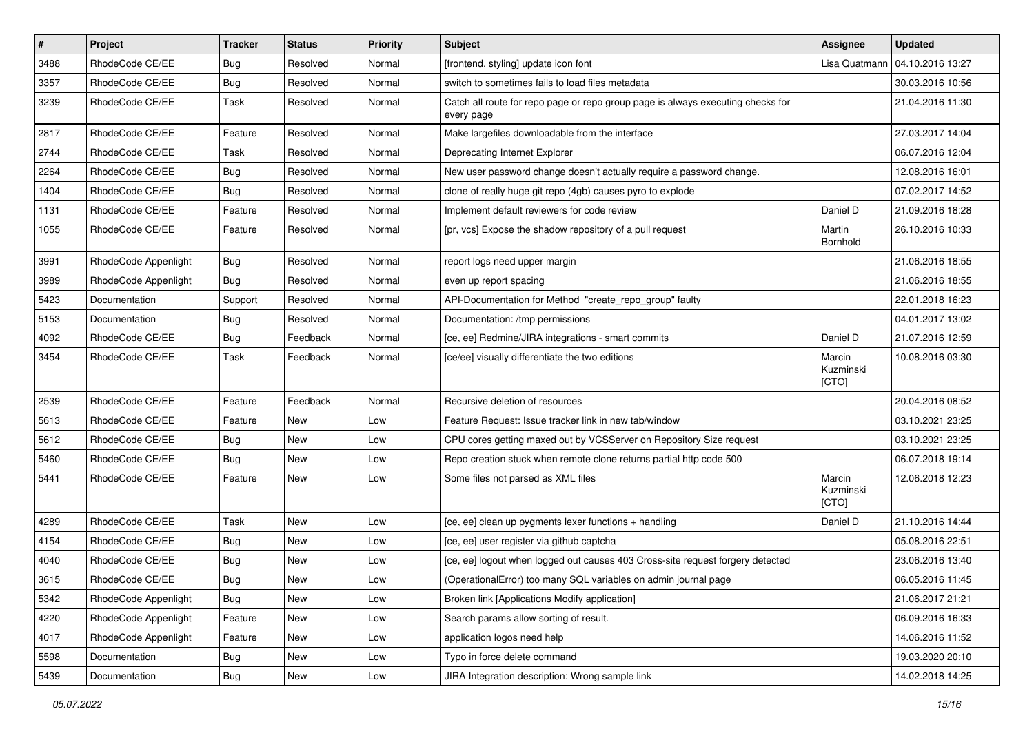| # | Project | Tracker | Status | Priority | Subject | Assignee | Updated |
|---|---|---|---|---|---|---|---|
| 3488 | RhodeCode CE/EE | Bug | Resolved | Normal | [frontend, styling] update icon font | Lisa Quatmann | 04.10.2016 13:27 |
| 3357 | RhodeCode CE/EE | Bug | Resolved | Normal | switch to sometimes fails to load files metadata | | 30.03.2016 10:56 |
| 3239 | RhodeCode CE/EE | Task | Resolved | Normal | Catch all route for repo page or repo group page is always executing checks for every page | | 21.04.2016 11:30 |
| 2817 | RhodeCode CE/EE | Feature | Resolved | Normal | Make largefiles downloadable from the interface | | 27.03.2017 14:04 |
| 2744 | RhodeCode CE/EE | Task | Resolved | Normal | Deprecating Internet Explorer | | 06.07.2016 12:04 |
| 2264 | RhodeCode CE/EE | Bug | Resolved | Normal | New user password change doesn't actually require a password change. | | 12.08.2016 16:01 |
| 1404 | RhodeCode CE/EE | Bug | Resolved | Normal | clone of really huge git repo (4gb) causes pyro to explode | | 07.02.2017 14:52 |
| 1131 | RhodeCode CE/EE | Feature | Resolved | Normal | Implement default reviewers for code review | Daniel D | 21.09.2016 18:28 |
| 1055 | RhodeCode CE/EE | Feature | Resolved | Normal | [pr, vcs] Expose the shadow repository of a pull request | Martin Bornhold | 26.10.2016 10:33 |
| 3991 | RhodeCode Appenlight | Bug | Resolved | Normal | report logs need upper margin | | 21.06.2016 18:55 |
| 3989 | RhodeCode Appenlight | Bug | Resolved | Normal | even up report spacing | | 21.06.2016 18:55 |
| 5423 | Documentation | Support | Resolved | Normal | API-Documentation for Method "create_repo_group" faulty | | 22.01.2018 16:23 |
| 5153 | Documentation | Bug | Resolved | Normal | Documentation: /tmp permissions | | 04.01.2017 13:02 |
| 4092 | RhodeCode CE/EE | Bug | Feedback | Normal | [ce, ee] Redmine/JIRA integrations - smart commits | Daniel D | 21.07.2016 12:59 |
| 3454 | RhodeCode CE/EE | Task | Feedback | Normal | [ce/ee] visually differentiate the two editions | Marcin Kuzminski [CTO] | 10.08.2016 03:30 |
| 2539 | RhodeCode CE/EE | Feature | Feedback | Normal | Recursive deletion of resources | | 20.04.2016 08:52 |
| 5613 | RhodeCode CE/EE | Feature | New | Low | Feature Request: Issue tracker link in new tab/window | | 03.10.2021 23:25 |
| 5612 | RhodeCode CE/EE | Bug | New | Low | CPU cores getting maxed out by VCSServer on Repository Size request | | 03.10.2021 23:25 |
| 5460 | RhodeCode CE/EE | Bug | New | Low | Repo creation stuck when remote clone returns partial http code 500 | | 06.07.2018 19:14 |
| 5441 | RhodeCode CE/EE | Feature | New | Low | Some files not parsed as XML files | Marcin Kuzminski [CTO] | 12.06.2018 12:23 |
| 4289 | RhodeCode CE/EE | Task | New | Low | [ce, ee] clean up pygments lexer functions + handling | Daniel D | 21.10.2016 14:44 |
| 4154 | RhodeCode CE/EE | Bug | New | Low | [ce, ee] user register via github captcha | | 05.08.2016 22:51 |
| 4040 | RhodeCode CE/EE | Bug | New | Low | [ce, ee] logout when logged out causes 403 Cross-site request forgery detected | | 23.06.2016 13:40 |
| 3615 | RhodeCode CE/EE | Bug | New | Low | (OperationalError) too many SQL variables on admin journal page | | 06.05.2016 11:45 |
| 5342 | RhodeCode Appenlight | Bug | New | Low | Broken link [Applications Modify application] | | 21.06.2017 21:21 |
| 4220 | RhodeCode Appenlight | Feature | New | Low | Search params allow sorting of result. | | 06.09.2016 16:33 |
| 4017 | RhodeCode Appenlight | Feature | New | Low | application logos need help | | 14.06.2016 11:52 |
| 5598 | Documentation | Bug | New | Low | Typo in force delete command | | 19.03.2020 20:10 |
| 5439 | Documentation | Bug | New | Low | JIRA Integration description: Wrong sample link | | 14.02.2018 14:25 |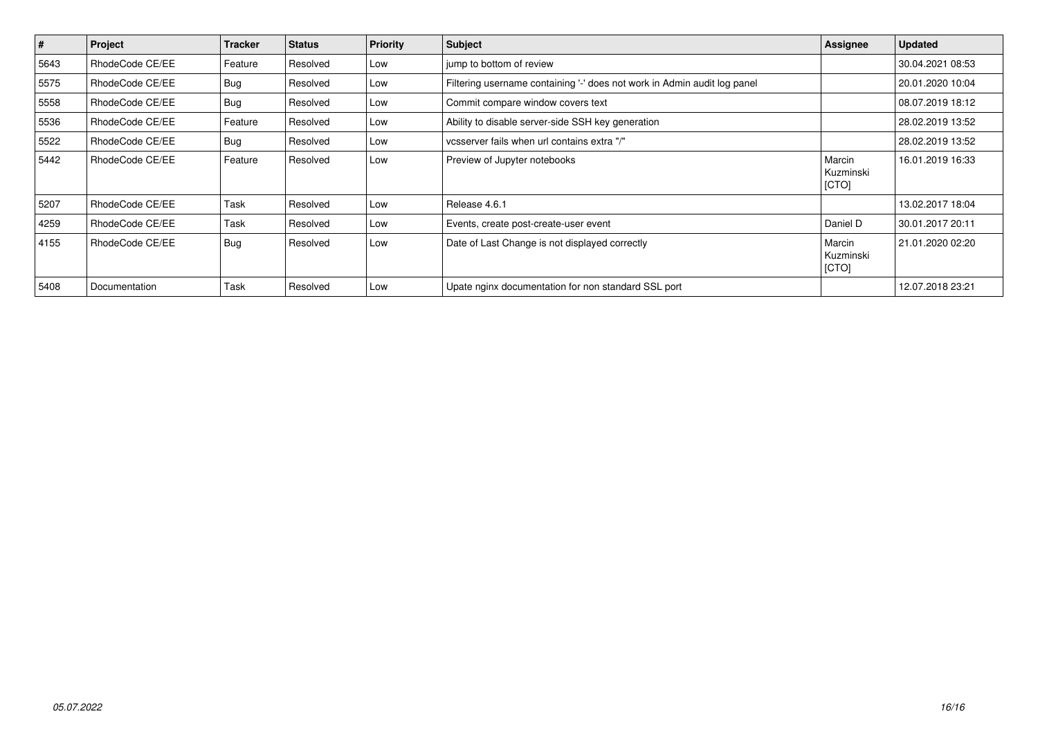| # | Project | Tracker | Status | Priority | Subject | Assignee | Updated |
|---|---|---|---|---|---|---|---|
| 5643 | RhodeCode CE/EE | Feature | Resolved | Low | jump to bottom of review | | 30.04.2021 08:53 |
| 5575 | RhodeCode CE/EE | Bug | Resolved | Low | Filtering username containing '-' does not work in Admin audit log panel | | 20.01.2020 10:04 |
| 5558 | RhodeCode CE/EE | Bug | Resolved | Low | Commit compare window covers text | | 08.07.2019 18:12 |
| 5536 | RhodeCode CE/EE | Feature | Resolved | Low | Ability to disable server-side SSH key generation | | 28.02.2019 13:52 |
| 5522 | RhodeCode CE/EE | Bug | Resolved | Low | vcsserver fails when url contains extra "/" | | 28.02.2019 13:52 |
| 5442 | RhodeCode CE/EE | Feature | Resolved | Low | Preview of Jupyter notebooks | Marcin Kuzminski [CTO] | 16.01.2019 16:33 |
| 5207 | RhodeCode CE/EE | Task | Resolved | Low | Release 4.6.1 | | 13.02.2017 18:04 |
| 4259 | RhodeCode CE/EE | Task | Resolved | Low | Events, create post-create-user event | Daniel D | 30.01.2017 20:11 |
| 4155 | RhodeCode CE/EE | Bug | Resolved | Low | Date of Last Change is not displayed correctly | Marcin Kuzminski [CTO] | 21.01.2020 02:20 |
| 5408 | Documentation | Task | Resolved | Low | Upate nginx documentation for non standard SSL port | | 12.07.2018 23:21 |